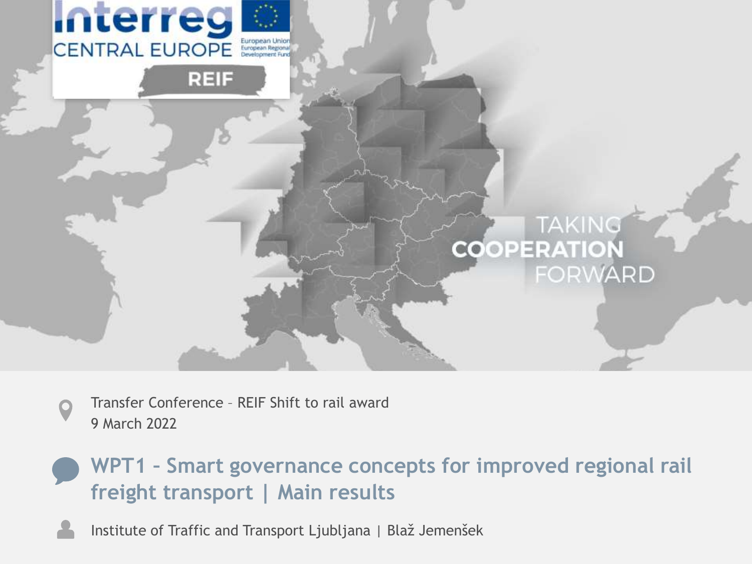Interreg
CENTRAL EUROPE

European Union
European Regional Development Fund

REIF

TAKING COOPERATION FORWARD

Transfer Conference – REIF Shift to rail award
9 March 2022

# WPT1 – Smart governance concepts for improved regional rail freight transport | Main results

Institute of Traffic and Transport Ljubljana | Blaž Jemenšek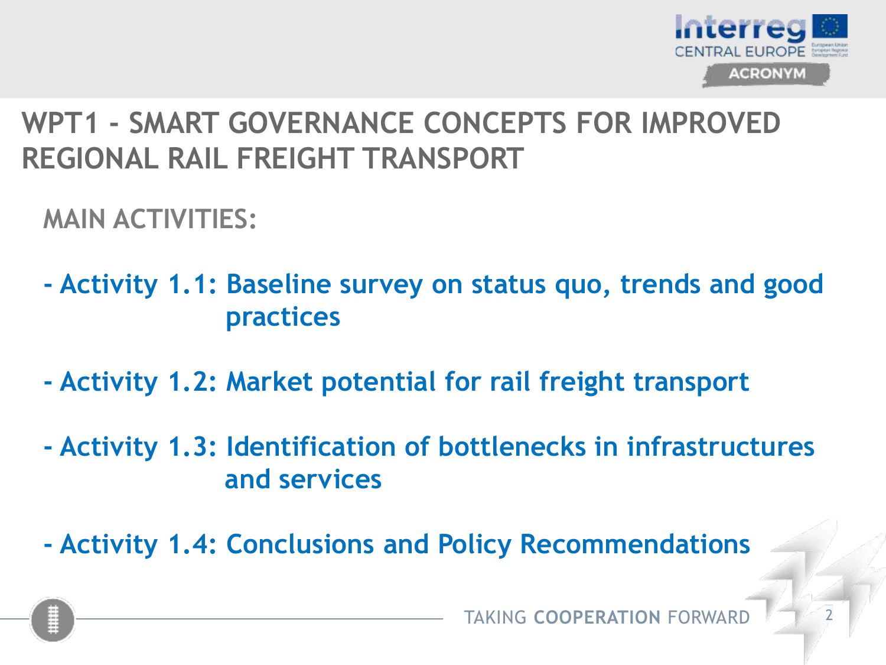# WPT1 - SMART GOVERNANCE CONCEPTS FOR IMPROVED REGIONAL RAIL FREIGHT TRANSPORT

## MAIN ACTIVITIES:

- **Activity 1.1: Baseline survey on status quo, trends and good practices**
- **Activity 1.2: Market potential for rail freight transport**
- **Activity 1.3: Identification of bottlenecks in infrastructures and services**
- **Activity 1.4: Conclusions and Policy Recommendations**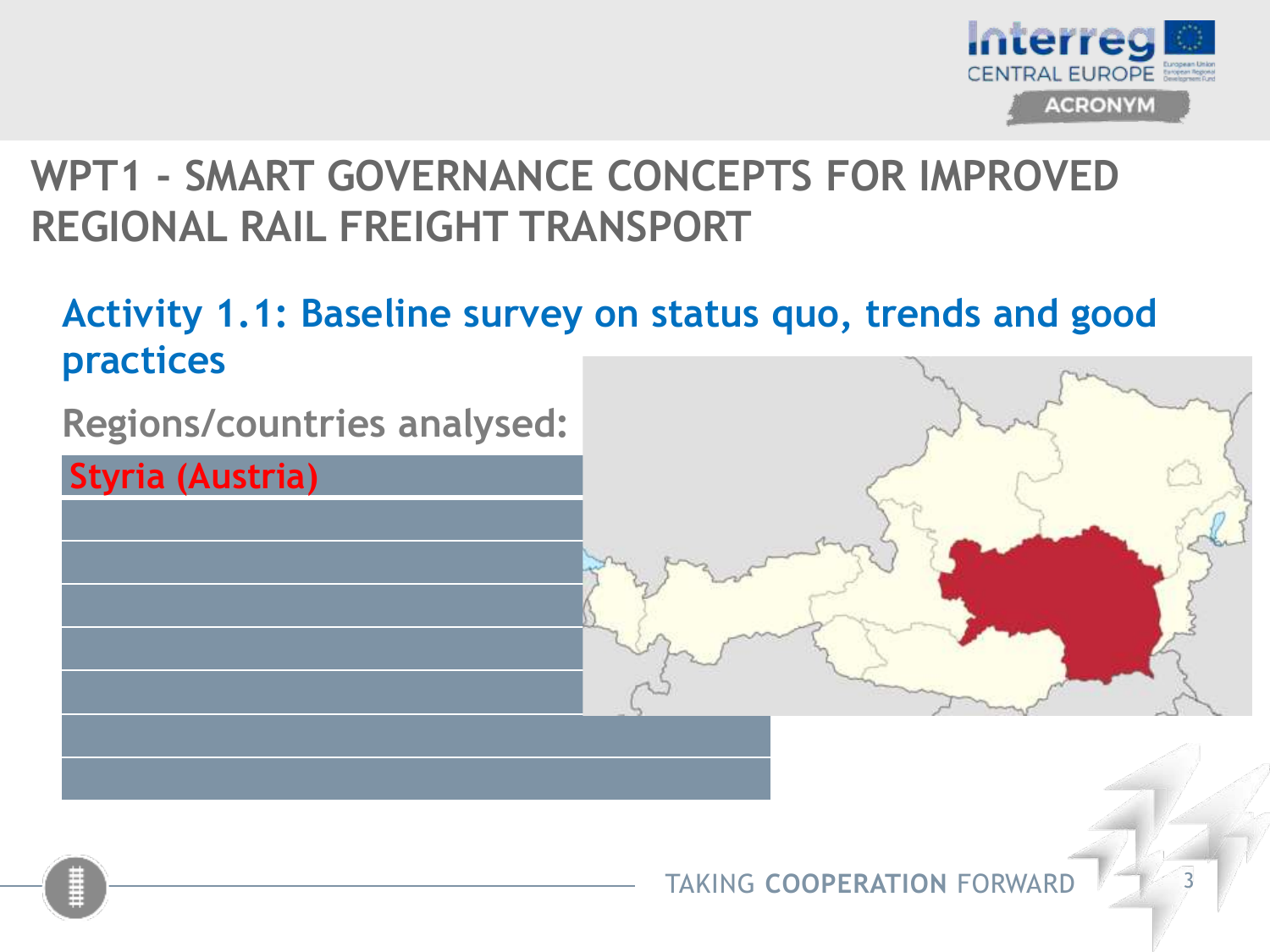# WPT1 - SMART GOVERNANCE CONCEPTS FOR IMPROVED REGIONAL RAIL FREIGHT TRANSPORT

## Activity 1.1: Baseline survey on status quo, trends and good practices

**Regions/countries analysed:**

- Styria (Austria)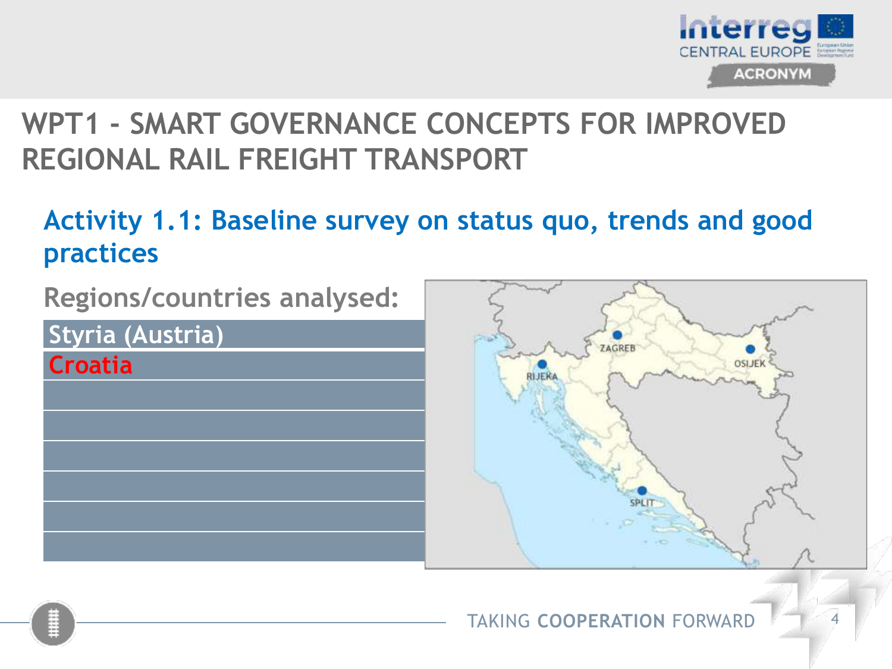# WPT1 - SMART GOVERNANCE CONCEPTS FOR IMPROVED REGIONAL RAIL FREIGHT TRANSPORT

## Activity 1.1: Baseline survey on status quo, trends and good practices

**Regions/countries analysed:**

| Regions/countries analysed |
|---|
| Styria (Austria) |
| Croatia |
| |
| |
| |
| |
| |
| |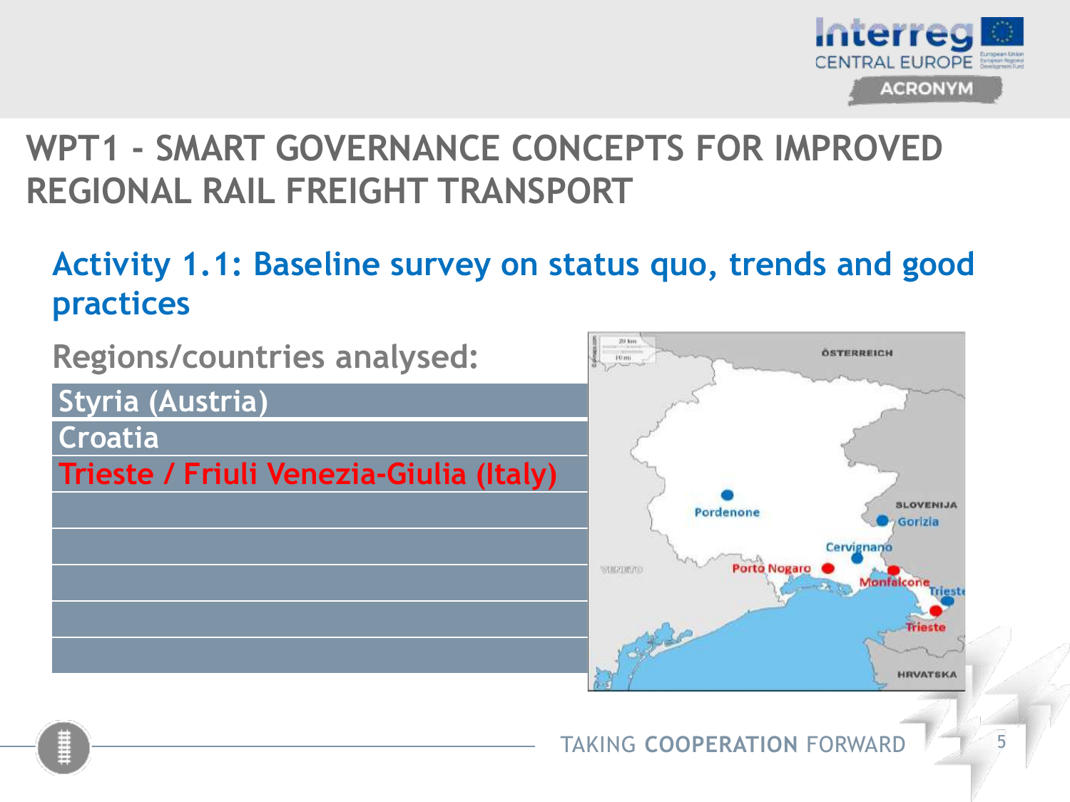# WPT1 - SMART GOVERNANCE CONCEPTS FOR IMPROVED REGIONAL RAIL FREIGHT TRANSPORT

## Activity 1.1: Baseline survey on status quo, trends and good practices

**Regions/countries analysed:**

- Styria (Austria)
- Croatia
- Trieste / Friuli Venezia-Giulia (Italy)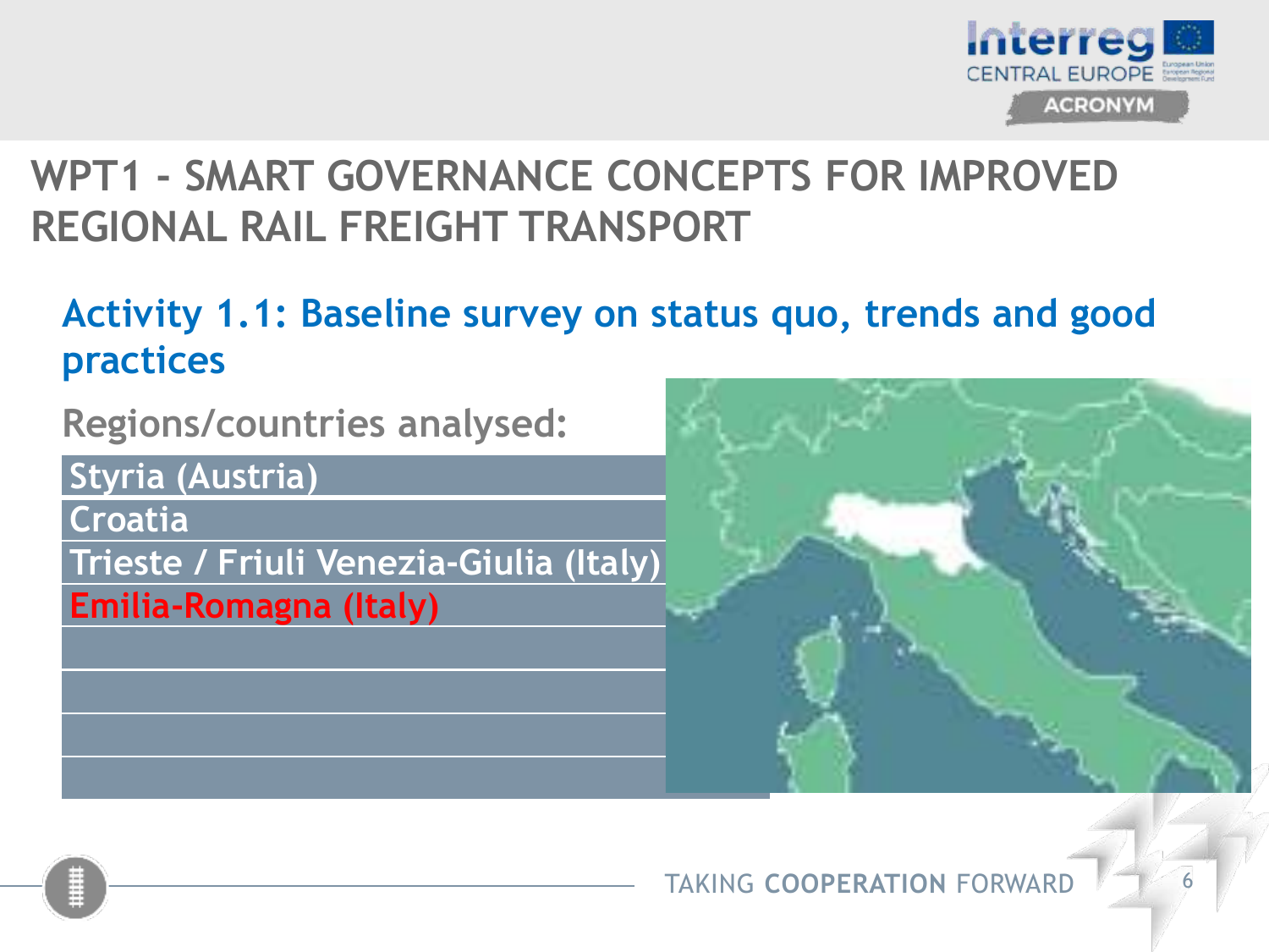# WPT1 - SMART GOVERNANCE CONCEPTS FOR IMPROVED REGIONAL RAIL FREIGHT TRANSPORT

## Activity 1.1: Baseline survey on status quo, trends and good practices

Regions/countries analysed:

- Styria (Austria)
- Croatia
- Trieste / Friuli Venezia-Giulia (Italy)
- Emilia-Romagna (Italy)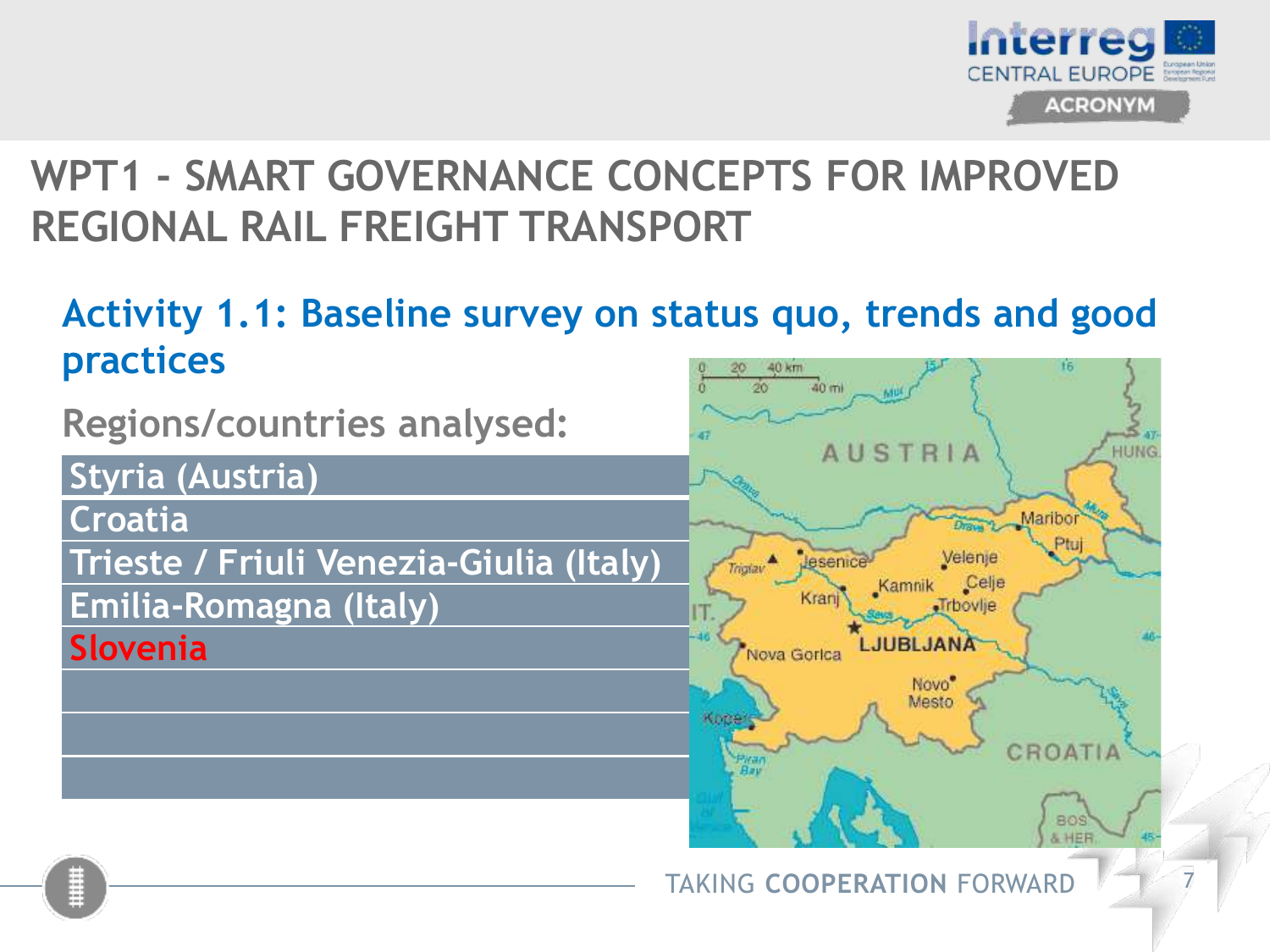# WPT1 - SMART GOVERNANCE CONCEPTS FOR IMPROVED REGIONAL RAIL FREIGHT TRANSPORT

## Activity 1.1: Baseline survey on status quo, trends and good practices

**Regions/countries analysed:**

- Styria (Austria)
- Croatia
- Trieste / Friuli Venezia-Giulia (Italy)
- Emilia-Romagna (Italy)
- Slovenia

TAKING **COOPERATION** FORWARD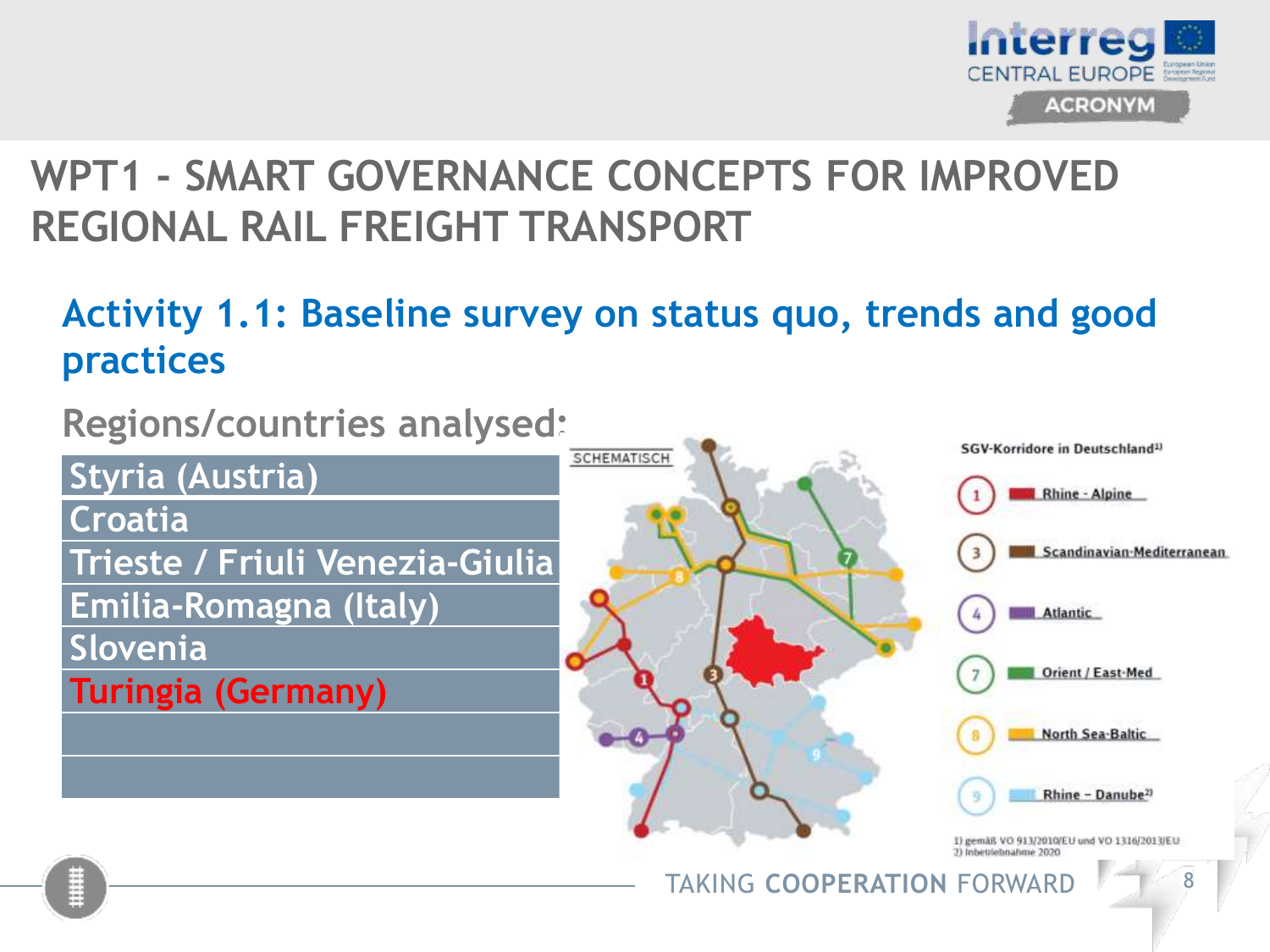# WPT1 - SMART GOVERNANCE CONCEPTS FOR IMPROVED REGIONAL RAIL FREIGHT TRANSPORT

## Activity 1.1: Baseline survey on status quo, trends and good practices

Regions/countries analysed:

| |
|---|
| Styria (Austria) |
| Croatia |
| Trieste / Friuli Venezia-Giulia |
| Emilia-Romagna (Italy) |
| Slovenia |
| Turingia (Germany) |
| |
| |

SCHEMATISCH

SGV-Korridore in Deutschland[1]

1. Rhine - Alpine
3. Scandinavian-Mediterranean
4. Atlantic
7. Orient / East-Med
8. North Sea-Baltic
9. Rhine – Danube[2]

1) gemäß VO 913/2010/EU und VO 1316/2013/EU
2) Inbetriebnahme 2020

TAKING COOPERATION FORWARD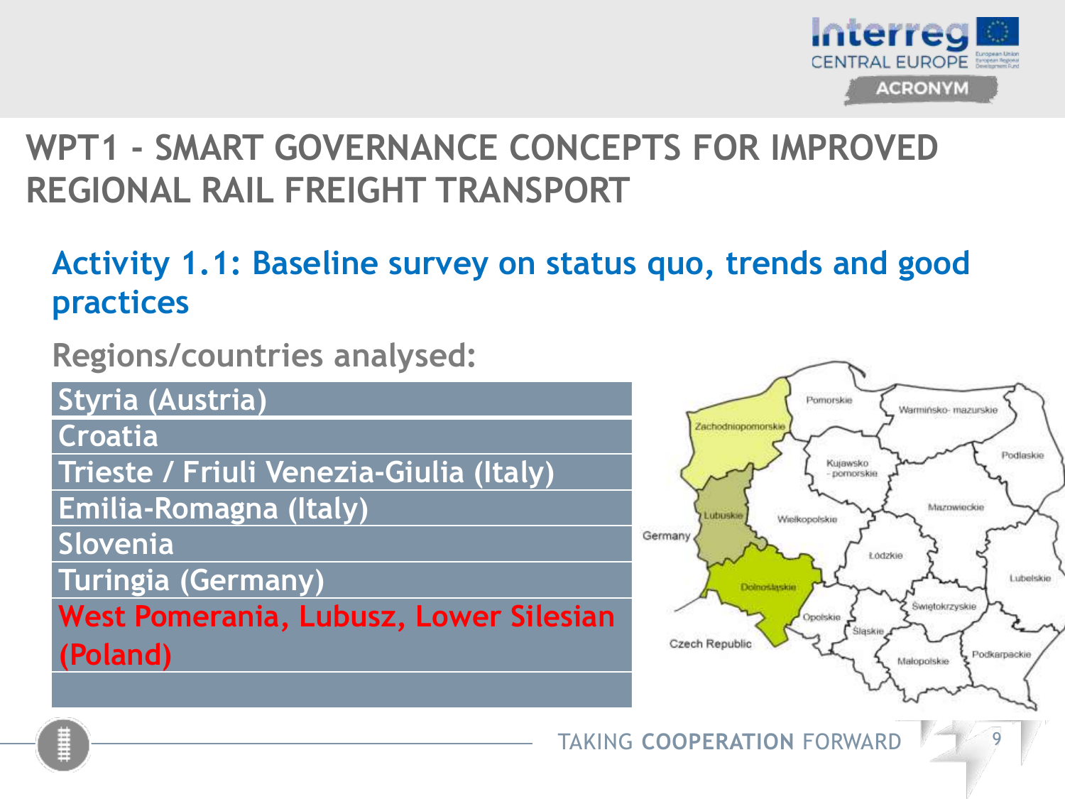# WPT1 - SMART GOVERNANCE CONCEPTS FOR IMPROVED REGIONAL RAIL FREIGHT TRANSPORT

## Activity 1.1: Baseline survey on status quo, trends and good practices

**Regions/countries analysed:**

- Styria (Austria)
- Croatia
- Trieste / Friuli Venezia-Giulia (Italy)
- Emilia-Romagna (Italy)
- Slovenia
- Turingia (Germany)
- West Pomerania, Lubusz, Lower Silesian (Poland)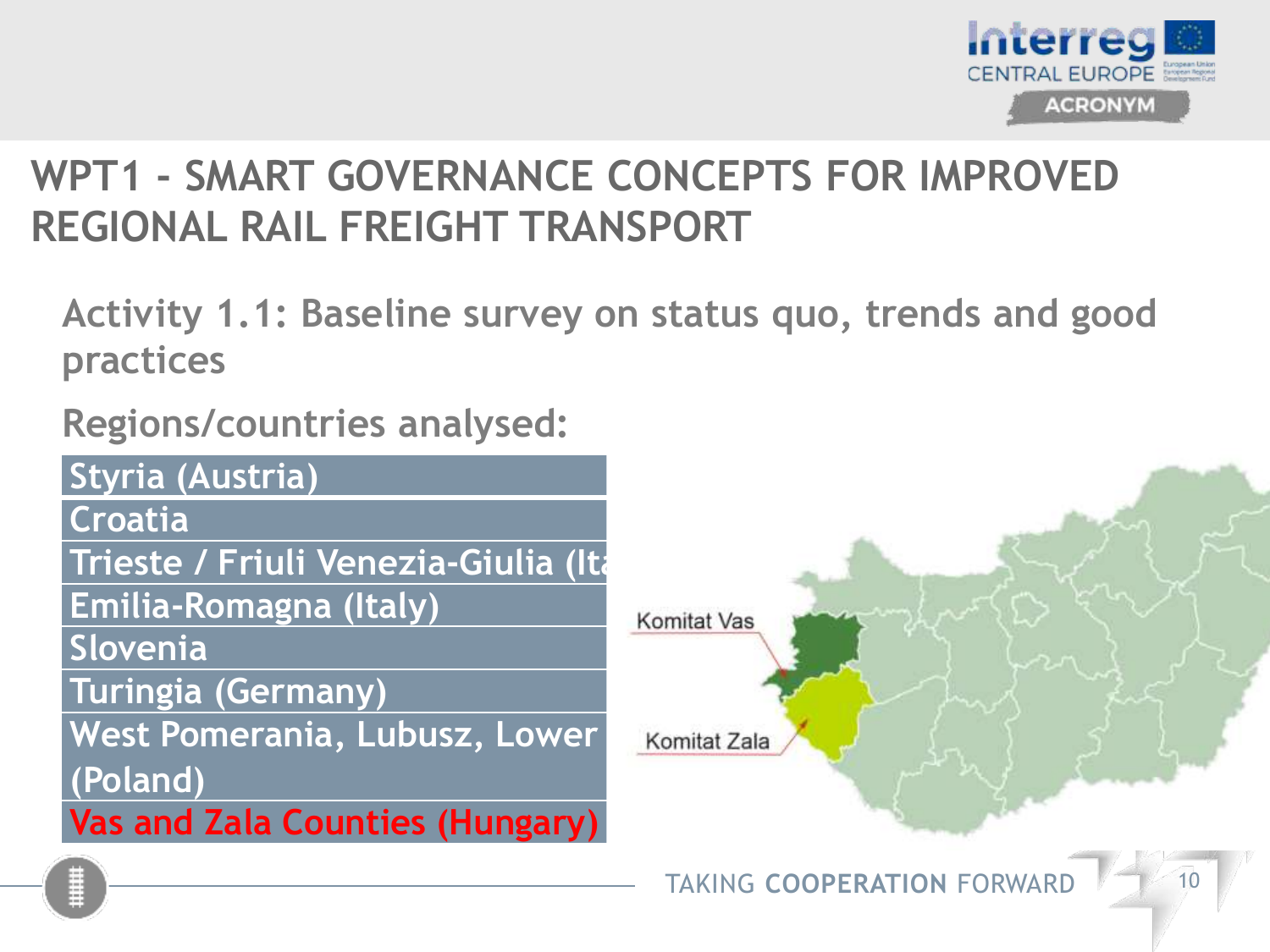# WPT1 - SMART GOVERNANCE CONCEPTS FOR IMPROVED REGIONAL RAIL FREIGHT TRANSPORT

## Activity 1.1: Baseline survey on status quo, trends and good practices

**Regions/countries analysed:**

- Styria (Austria)
- Croatia
- Trieste / Friuli Venezia-Giulia (Ita
- Emilia-Romagna (Italy)
- Slovenia
- Turingia (Germany)
- West Pomerania, Lubusz, Lower (Poland)
- Vas and Zala Counties (Hungary)

Komitat Vas

Komitat Zala

TAKING **COOPERATION** FORWARD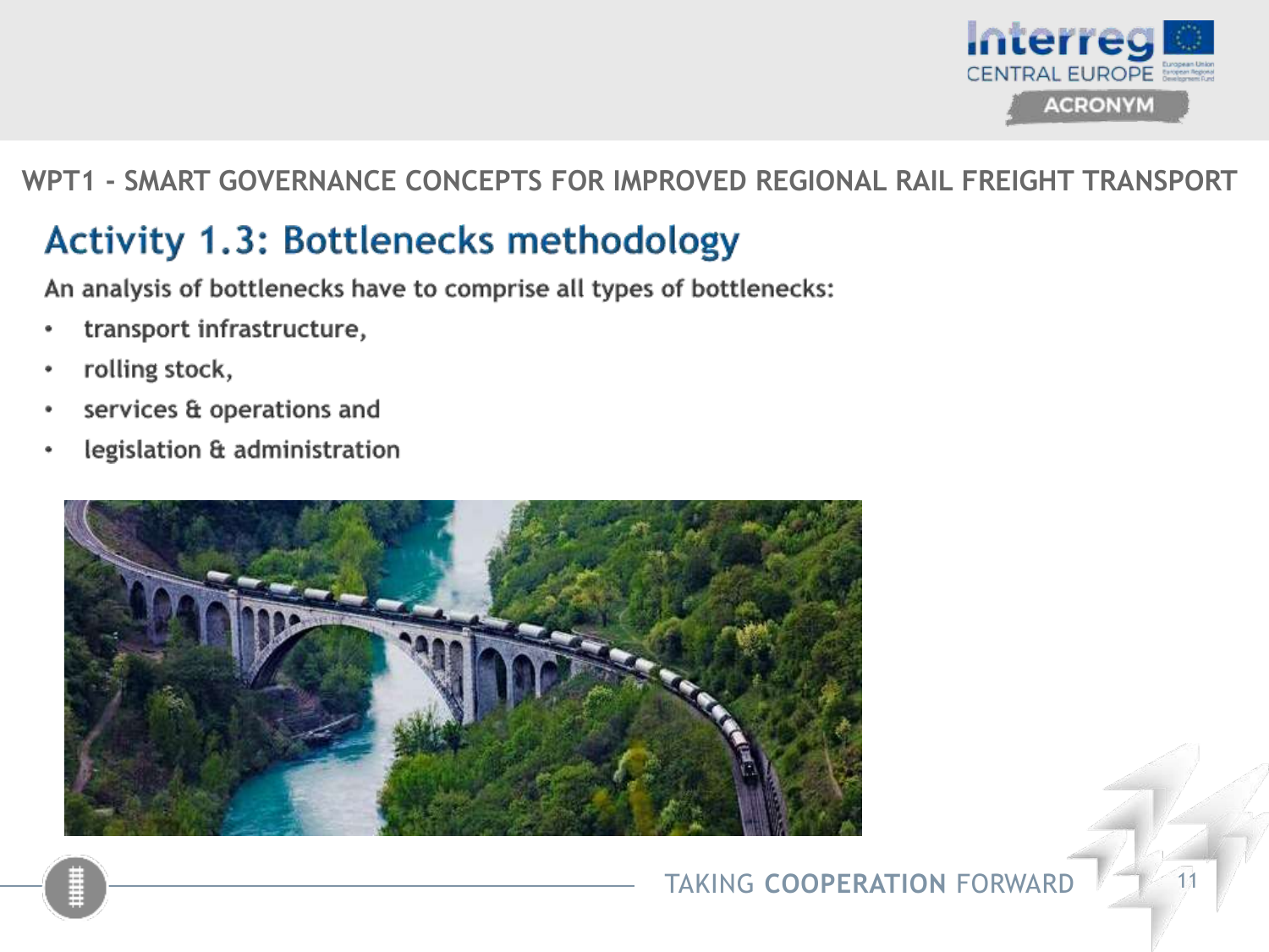WPT1 - SMART GOVERNANCE CONCEPTS FOR IMPROVED REGIONAL RAIL FREIGHT TRANSPORT

## Activity 1.3: Bottlenecks methodology

An analysis of bottlenecks have to comprise all types of bottlenecks:

- transport infrastructure,
- rolling stock,
- services & operations and
- legislation & administration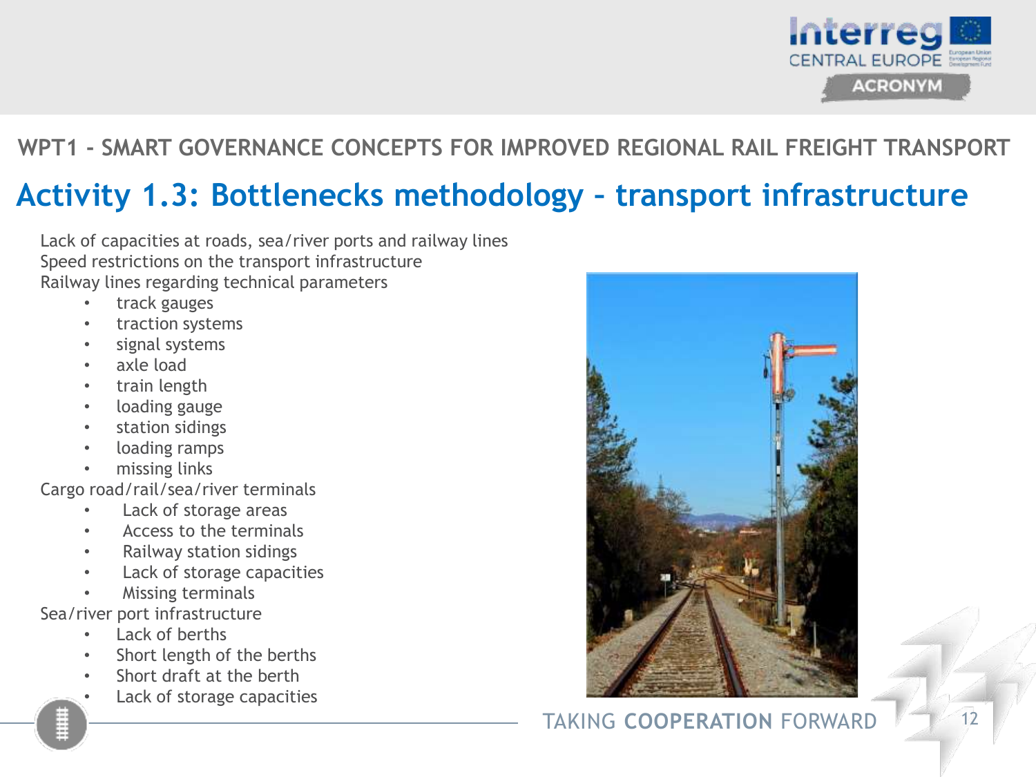## WPT1 - SMART GOVERNANCE CONCEPTS FOR IMPROVED REGIONAL RAIL FREIGHT TRANSPORT

# Activity 1.3: Bottlenecks methodology – transport infrastructure

Lack of capacities at roads, sea/river ports and railway lines

Speed restrictions on the transport infrastructure

Railway lines regarding technical parameters

- track gauges
- traction systems
- signal systems
- axle load
- train length
- loading gauge
- station sidings
- loading ramps
- missing links

Cargo road/rail/sea/river terminals

- Lack of storage areas
- Access to the terminals
- Railway station sidings
- Lack of storage capacities
- Missing terminals

Sea/river port infrastructure

- Lack of berths
- Short length of the berths
- Short draft at the berth
- Lack of storage capacities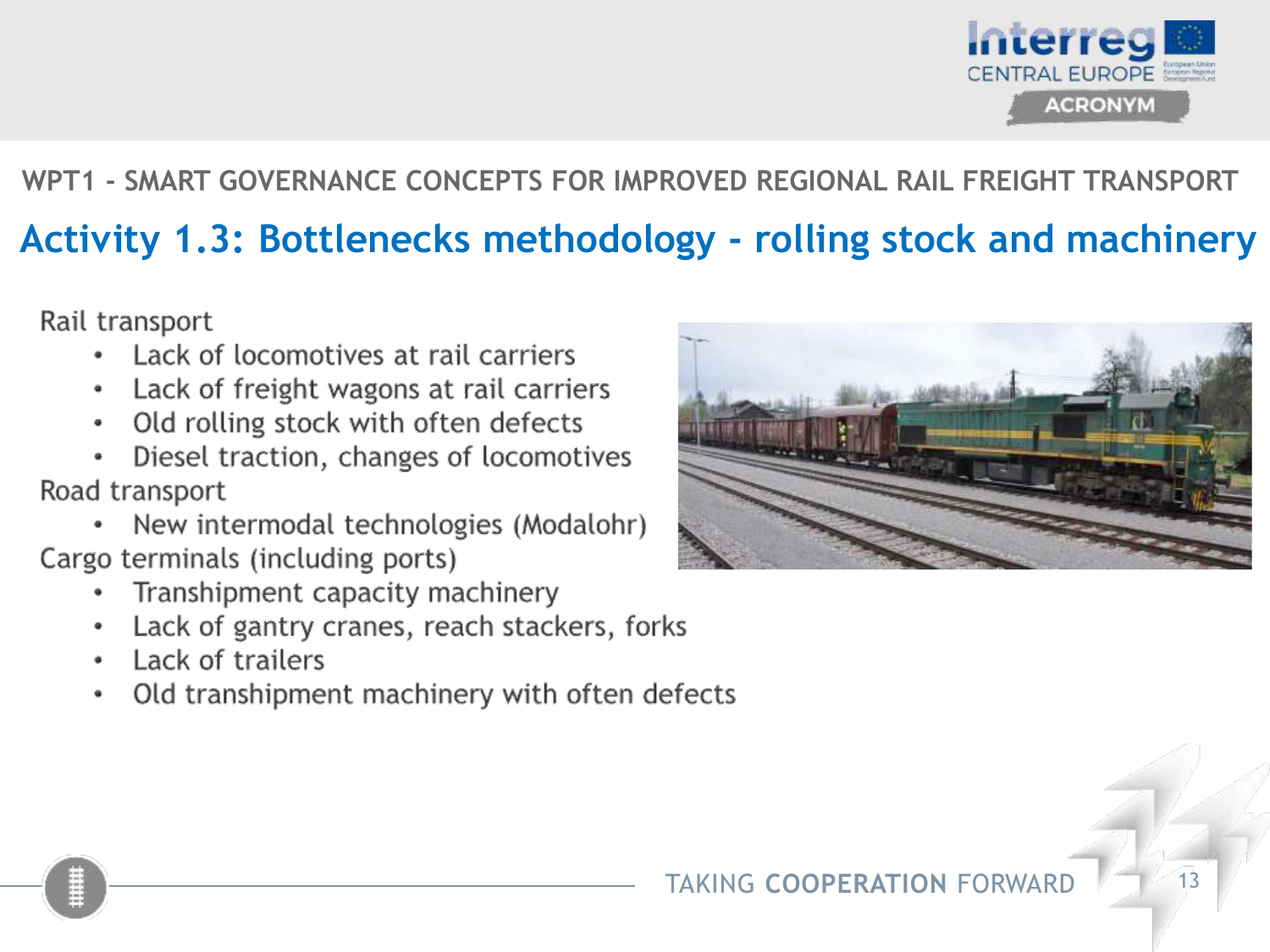WPT1 - SMART GOVERNANCE CONCEPTS FOR IMPROVED REGIONAL RAIL FREIGHT TRANSPORT

## Activity 1.3: Bottlenecks methodology - rolling stock and machinery

Rail transport

- Lack of locomotives at rail carriers
- Lack of freight wagons at rail carriers
- Old rolling stock with often defects
- Diesel traction, changes of locomotives

Road transport

- New intermodal technologies (Modalohr)

Cargo terminals (including ports)

- Transhipment capacity machinery
- Lack of gantry cranes, reach stackers, forks
- Lack of trailers
- Old transhipment machinery with often defects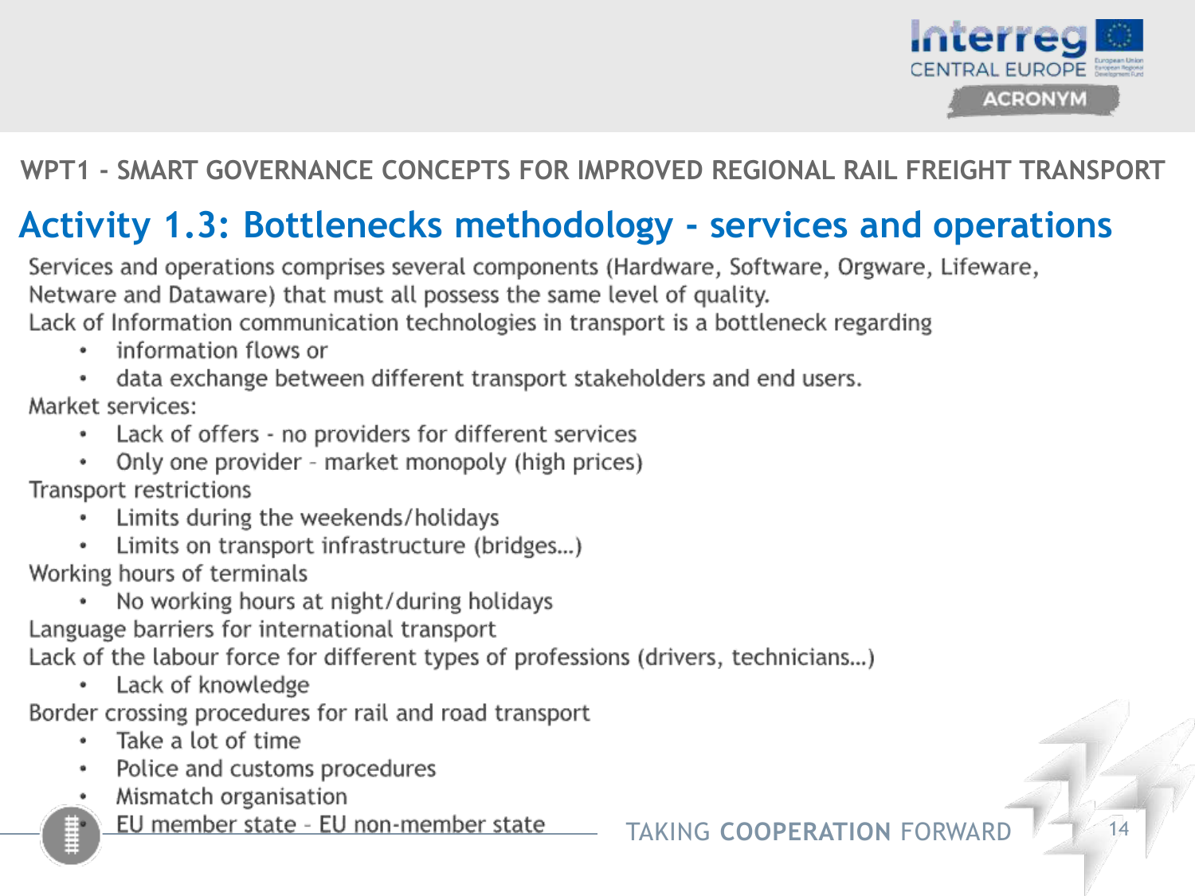WPT1 - SMART GOVERNANCE CONCEPTS FOR IMPROVED REGIONAL RAIL FREIGHT TRANSPORT

# Activity 1.3: Bottlenecks methodology - services and operations

Services and operations comprises several components (Hardware, Software, Orgware, Lifeware, Netware and Dataware) that must all possess the same level of quality.

Lack of Information communication technologies in transport is a bottleneck regarding

- information flows or
- data exchange between different transport stakeholders and end users.

Market services:

- Lack of offers - no providers for different services
- Only one provider – market monopoly (high prices)

Transport restrictions

- Limits during the weekends/holidays
- Limits on transport infrastructure (bridges…)

Working hours of terminals

- No working hours at night/during holidays

Language barriers for international transport

Lack of the labour force for different types of professions (drivers, technicians…)

- Lack of knowledge

Border crossing procedures for rail and road transport

- Take a lot of time
- Police and customs procedures
- Mismatch organisation
- EU member state – EU non-member state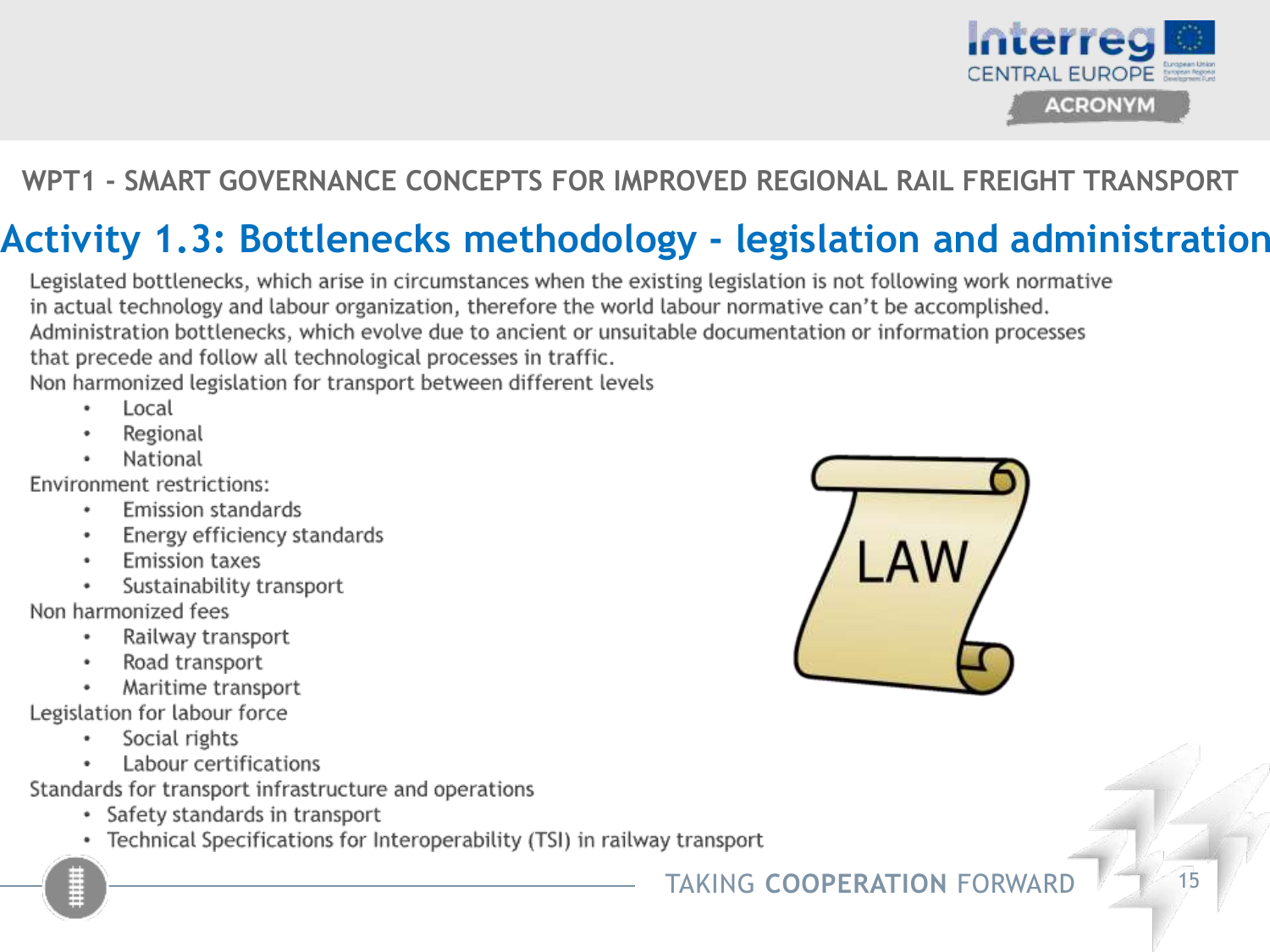WPT1 - SMART GOVERNANCE CONCEPTS FOR IMPROVED REGIONAL RAIL FREIGHT TRANSPORT

# Activity 1.3: Bottlenecks methodology - legislation and administration

Legislated bottlenecks, which arise in circumstances when the existing legislation is not following work normative in actual technology and labour organization, therefore the world labour normative can't be accomplished.

Administration bottlenecks, which evolve due to ancient or unsuitable documentation or information processes that precede and follow all technological processes in traffic.

Non harmonized legislation for transport between different levels

- Local
- Regional
- National

Environment restrictions:

- Emission standards
- Energy efficiency standards
- Emission taxes
- Sustainability transport

Non harmonized fees

- Railway transport
- Road transport
- Maritime transport

Legislation for labour force

- Social rights
- Labour certifications

Standards for transport infrastructure and operations

- Safety standards in transport
- Technical Specifications for Interoperability (TSI) in railway transport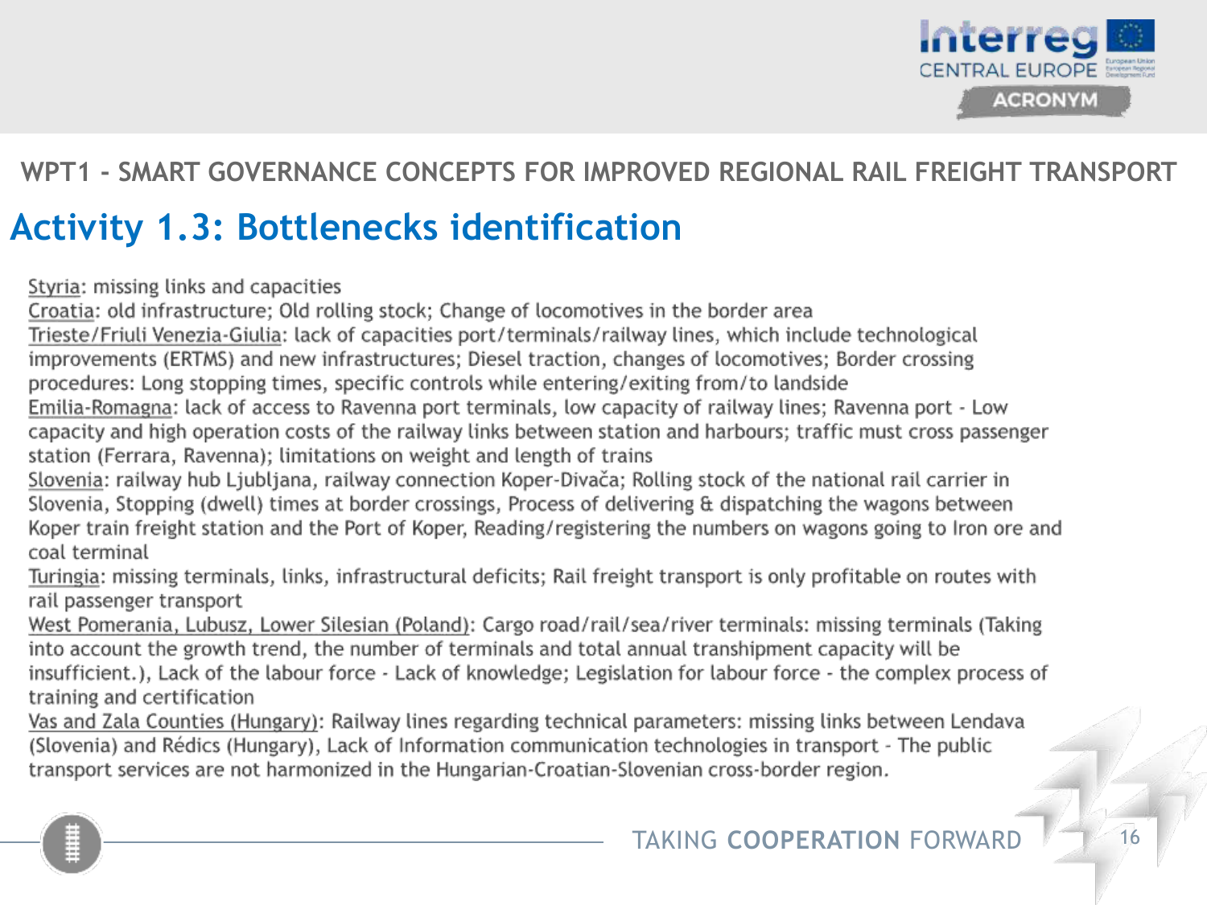WPT1 - SMART GOVERNANCE CONCEPTS FOR IMPROVED REGIONAL RAIL FREIGHT TRANSPORT

# Activity 1.3: Bottlenecks identification

Styria: missing links and capacities
Croatia: old infrastructure; Old rolling stock; Change of locomotives in the border area
Trieste/Friuli Venezia-Giulia: lack of capacities port/terminals/railway lines, which include technological improvements (ERTMS) and new infrastructures; Diesel traction, changes of locomotives; Border crossing procedures: Long stopping times, specific controls while entering/exiting from/to landside
Emilia-Romagna: lack of access to Ravenna port terminals, low capacity of railway lines; Ravenna port - Low capacity and high operation costs of the railway links between station and harbours; traffic must cross passenger station (Ferrara, Ravenna); limitations on weight and length of trains
Slovenia: railway hub Ljubljana, railway connection Koper-Divača; Rolling stock of the national rail carrier in Slovenia, Stopping (dwell) times at border crossings, Process of delivering & dispatching the wagons between Koper train freight station and the Port of Koper, Reading/registering the numbers on wagons going to Iron ore and coal terminal
Turingia: missing terminals, links, infrastructural deficits; Rail freight transport is only profitable on routes with rail passenger transport
West Pomerania, Lubusz, Lower Silesian (Poland): Cargo road/rail/sea/river terminals: missing terminals (Taking into account the growth trend, the number of terminals and total annual transhipment capacity will be insufficient.), Lack of the labour force - Lack of knowledge; Legislation for labour force - the complex process of training and certification
Vas and Zala Counties (Hungary): Railway lines regarding technical parameters: missing links between Lendava (Slovenia) and Rédics (Hungary), Lack of Information communication technologies in transport - The public transport services are not harmonized in the Hungarian-Croatian-Slovenian cross-border region.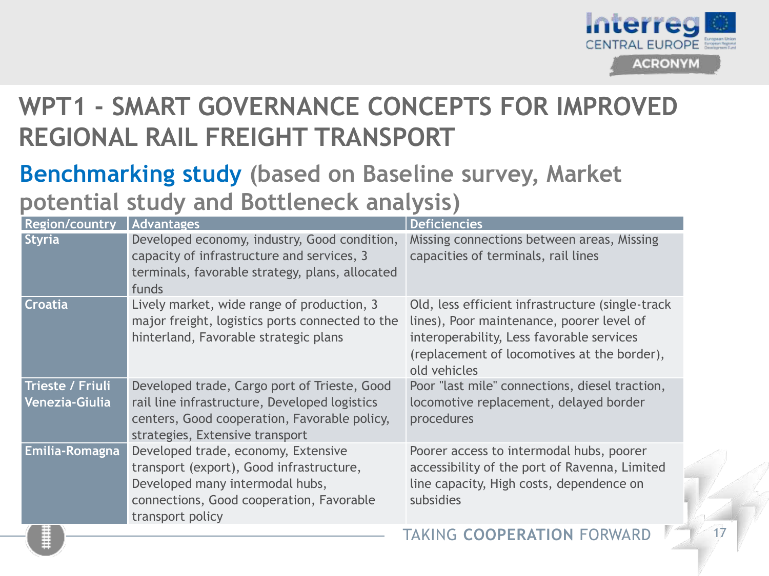# WPT1 - SMART GOVERNANCE CONCEPTS FOR IMPROVED REGIONAL RAIL FREIGHT TRANSPORT

## Benchmarking study (based on Baseline survey, Market potential study and Bottleneck analysis)

| Region/country | Advantages | Deficiencies |
|---|---|---|
| Styria | Developed economy, industry, Good condition, capacity of infrastructure and services, 3 terminals, favorable strategy, plans, allocated funds | Missing connections between areas, Missing capacities of terminals, rail lines |
| Croatia | Lively market, wide range of production, 3 major freight, logistics ports connected to the hinterland, Favorable strategic plans | Old, less efficient infrastructure (single-track lines), Poor maintenance, poorer level of interoperability, Less favorable services (replacement of locomotives at the border), old vehicles |
| Trieste / Friuli Venezia-Giulia | Developed trade, Cargo port of Trieste, Good rail line infrastructure, Developed logistics centers, Good cooperation, Favorable policy, strategies, Extensive transport | Poor "last mile" connections, diesel traction, locomotive replacement, delayed border procedures |
| Emilia-Romagna | Developed trade, economy, Extensive transport (export), Good infrastructure, Developed many intermodal hubs, connections, Good cooperation, Favorable transport policy | Poorer access to intermodal hubs, poorer accessibility of the port of Ravenna, Limited line capacity, High costs, dependence on subsidies |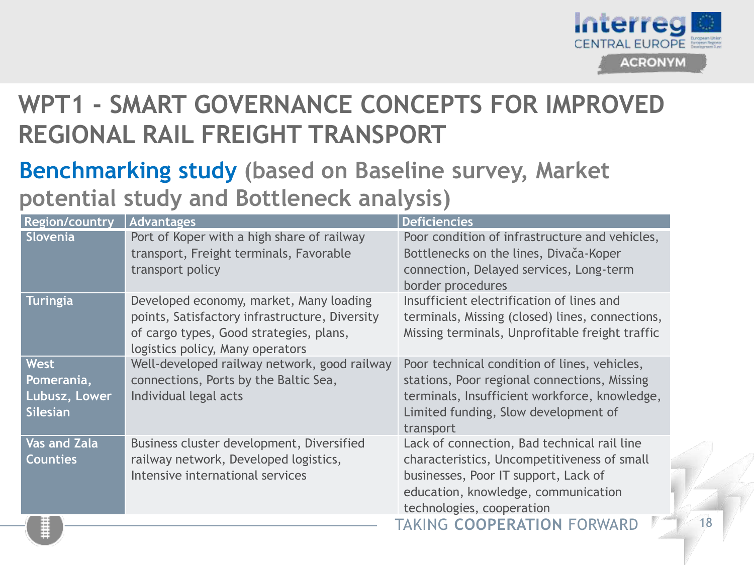# WPT1 - SMART GOVERNANCE CONCEPTS FOR IMPROVED REGIONAL RAIL FREIGHT TRANSPORT

## Benchmarking study (based on Baseline survey, Market potential study and Bottleneck analysis)

| Region/country | Advantages | Deficiencies |
|---|---|---|
| **Slovenia** | Port of Koper with a high share of railway transport, Freight terminals, Favorable transport policy | Poor condition of infrastructure and vehicles, Bottlenecks on the lines, Divača-Koper connection, Delayed services, Long-term border procedures |
| **Turingia** | Developed economy, market, Many loading points, Satisfactory infrastructure, Diversity of cargo types, Good strategies, plans, logistics policy, Many operators | Insufficient electrification of lines and terminals, Missing (closed) lines, connections, Missing terminals, Unprofitable freight traffic |
| **West Pomerania, Lubusz, Lower Silesian** | Well-developed railway network, good railway connections, Ports by the Baltic Sea, Individual legal acts | Poor technical condition of lines, vehicles, stations, Poor regional connections, Missing terminals, Insufficient workforce, knowledge, Limited funding, Slow development of transport |
| **Vas and Zala Counties** | Business cluster development, Diversified railway network, Developed logistics, Intensive international services | Lack of connection, Bad technical rail line characteristics, Uncompetitiveness of small businesses, Poor IT support, Lack of education, knowledge, communication technologies, cooperation |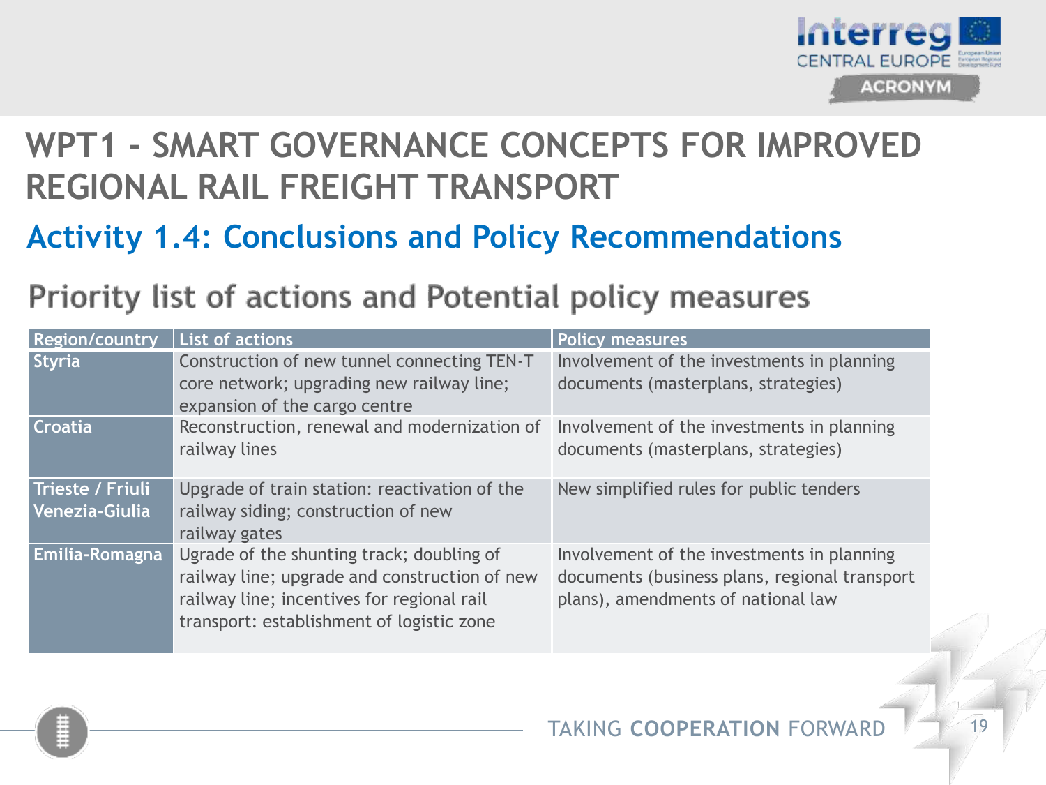# WPT1 - SMART GOVERNANCE CONCEPTS FOR IMPROVED REGIONAL RAIL FREIGHT TRANSPORT

## Activity 1.4: Conclusions and Policy Recommendations

### Priority list of actions and Potential policy measures

| Region/country | List of actions | Policy measures |
|---|---|---|
| Styria | Construction of new tunnel connecting TEN-T core network; upgrading new railway line; expansion of the cargo centre | Involvement of the investments in planning documents (masterplans, strategies) |
| Croatia | Reconstruction, renewal and modernization of railway lines | Involvement of the investments in planning documents (masterplans, strategies) |
| Trieste / Friuli Venezia-Giulia | Upgrade of train station: reactivation of the railway siding; construction of new railway gates | New simplified rules for public tenders |
| Emilia-Romagna | Ugrade of the shunting track; doubling of railway line; upgrade and construction of new railway line; incentives for regional rail transport: establishment of logistic zone | Involvement of the investments in planning documents (business plans, regional transport plans), amendments of national law |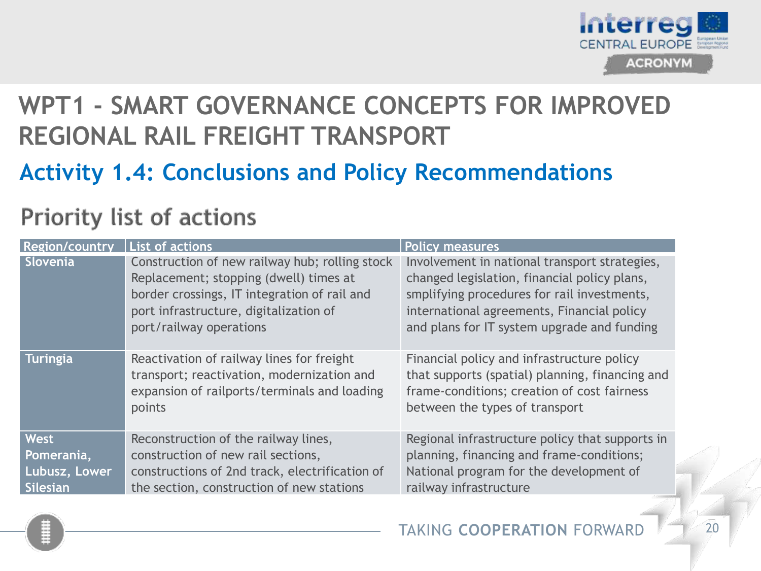# WPT1 - SMART GOVERNANCE CONCEPTS FOR IMPROVED REGIONAL RAIL FREIGHT TRANSPORT

## Activity 1.4: Conclusions and Policy Recommendations

### Priority list of actions

| Region/country | List of actions | Policy measures |
|---|---|---|
| Slovenia | Construction of new railway hub; rolling stock Replacement; stopping (dwell) times at border crossings, IT integration of rail and port infrastructure, digitalization of port/railway operations | Involvement in national transport strategies, changed legislation, financial policy plans, smplifying procedures for rail investments, international agreements, Financial policy and plans for IT system upgrade and funding |
| Turingia | Reactivation of railway lines for freight transport; reactivation, modernization and expansion of railports/terminals and loading points | Financial policy and infrastructure policy that supports (spatial) planning, financing and frame-conditions; creation of cost fairness between the types of transport |
| West Pomerania, Lubusz, Lower Silesian | Reconstruction of the railway lines, construction of new rail sections, constructions of 2nd track, electrification of the section, construction of new stations | Regional infrastructure policy that supports in planning, financing and frame-conditions; National program for the development of railway infrastructure |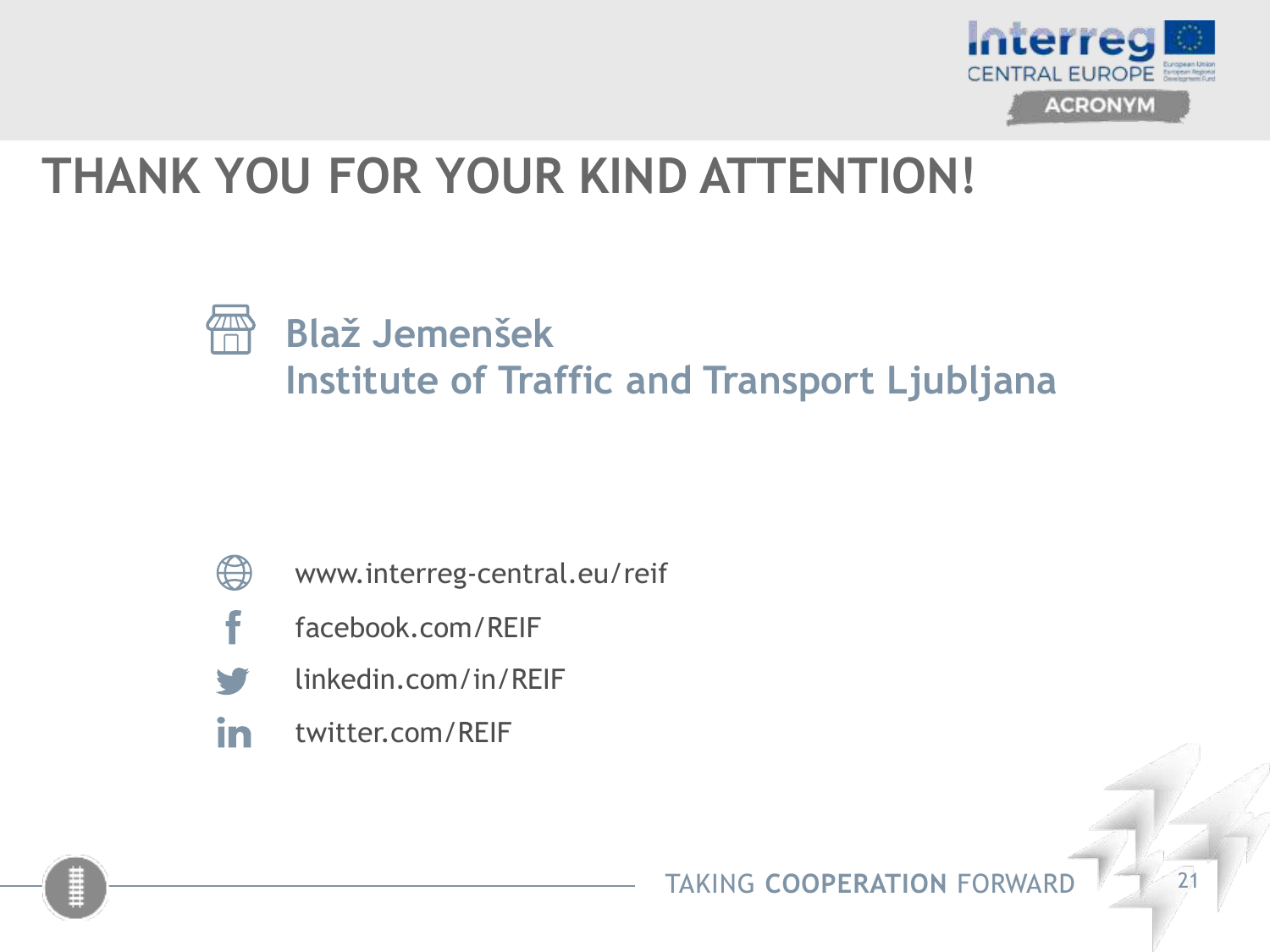# THANK YOU FOR YOUR KIND ATTENTION!

**Blaž Jemenšek**
**Institute of Traffic and Transport Ljubljana**

www.interreg-central.eu/reif

facebook.com/REIF

linkedin.com/in/REIF

twitter.com/REIF

TAKING **COOPERATION** FORWARD